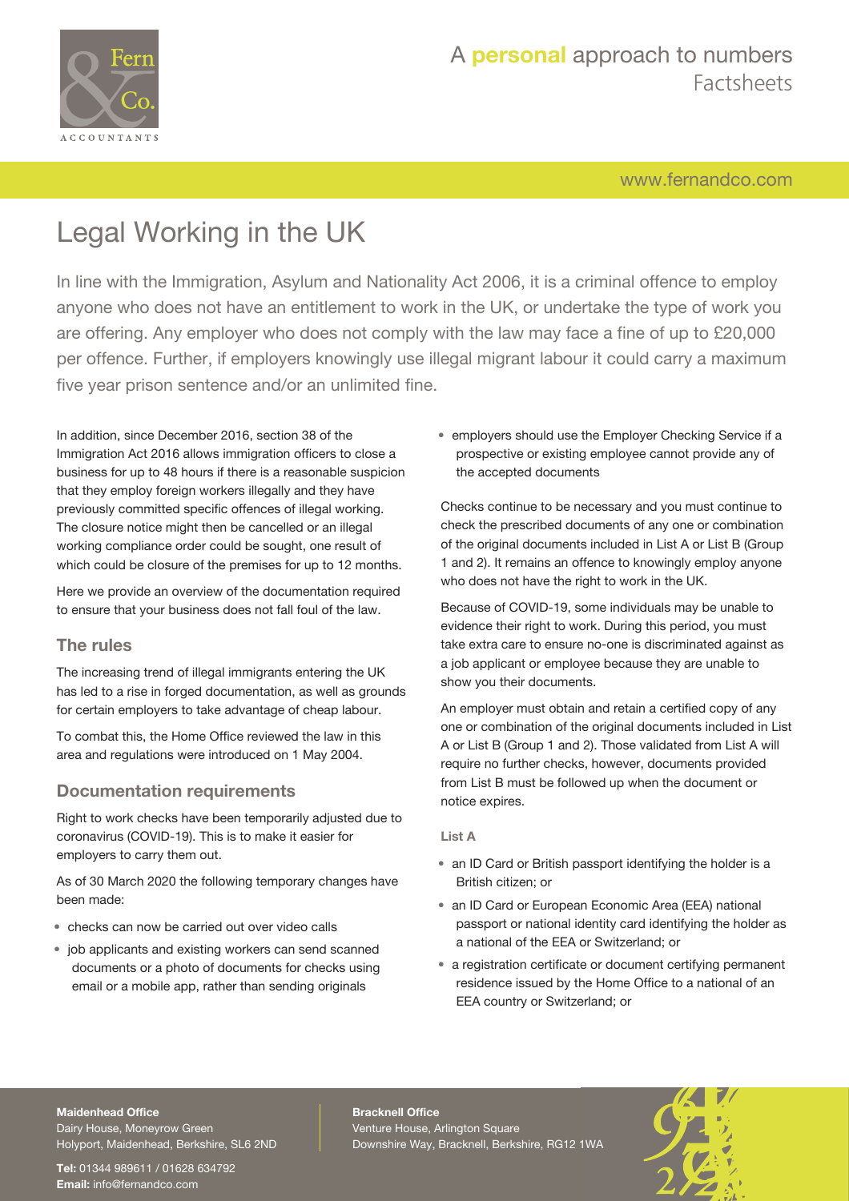# Legal Working in the UK

In line with the Immigration, Asylum and Nationality Act 2006, it is a criminal offence to employ anyone who does not have an entitlement to work in the UK, or undertake the type of work you are offering. Any employer who does not comply with the law may face a fine of up to £20,000 per offence. Further, if employers knowingly use illegal migrant labour it could carry a maximum five year prison sentence and/or an unlimited fine.

In addition, since December 2016, section 38 of the Immigration Act 2016 allows immigration officers to close a business for up to 48 hours if there is a reasonable suspicion that they employ foreign workers illegally and they have previously committed specific offences of illegal working. The closure notice might then be cancelled or an illegal working compliance order could be sought, one result of which could be closure of the premises for up to 12 months.

Here we provide an overview of the documentation required to ensure that your business does not fall foul of the law.

## The rules

The increasing trend of illegal immigrants entering the UK has led to a rise in forged documentation, as well as grounds for certain employers to take advantage of cheap labour.

To combat this, the Home Office reviewed the law in this area and regulations were introduced on 1 May 2004.

## Documentation requirements

Right to work checks have been temporarily adjusted due to coronavirus (COVID-19). This is to make it easier for employers to carry them out.

As of 30 March 2020 the following temporary changes have been made:

- checks can now be carried out over video calls
- job applicants and existing workers can send scanned documents or a photo of documents for checks using email or a mobile app, rather than sending originals
- employers should use the Employer Checking Service if a prospective or existing employee cannot provide any of the accepted documents

Checks continue to be necessary and you must continue to check the prescribed documents of any one or combination of the original documents included in List A or List B (Group 1 and 2). It remains an offence to knowingly employ anyone who does not have the right to work in the UK.

Because of COVID-19, some individuals may be unable to evidence their right to work. During this period, you must take extra care to ensure no-one is discriminated against as a job applicant or employee because they are unable to show you their documents.

An employer must obtain and retain a certified copy of any one or combination of the original documents included in List A or List B (Group 1 and 2). Those validated from List A will require no further checks, however, documents provided from List B must be followed up when the document or notice expires.

### List A

- an ID Card or British passport identifying the holder is a British citizen; or
- an ID Card or European Economic Area (EEA) national passport or national identity card identifying the holder as a national of the EEA or Switzerland; or
- a registration certificate or document certifying permanent residence issued by the Home Office to a national of an EEA country or Switzerland; or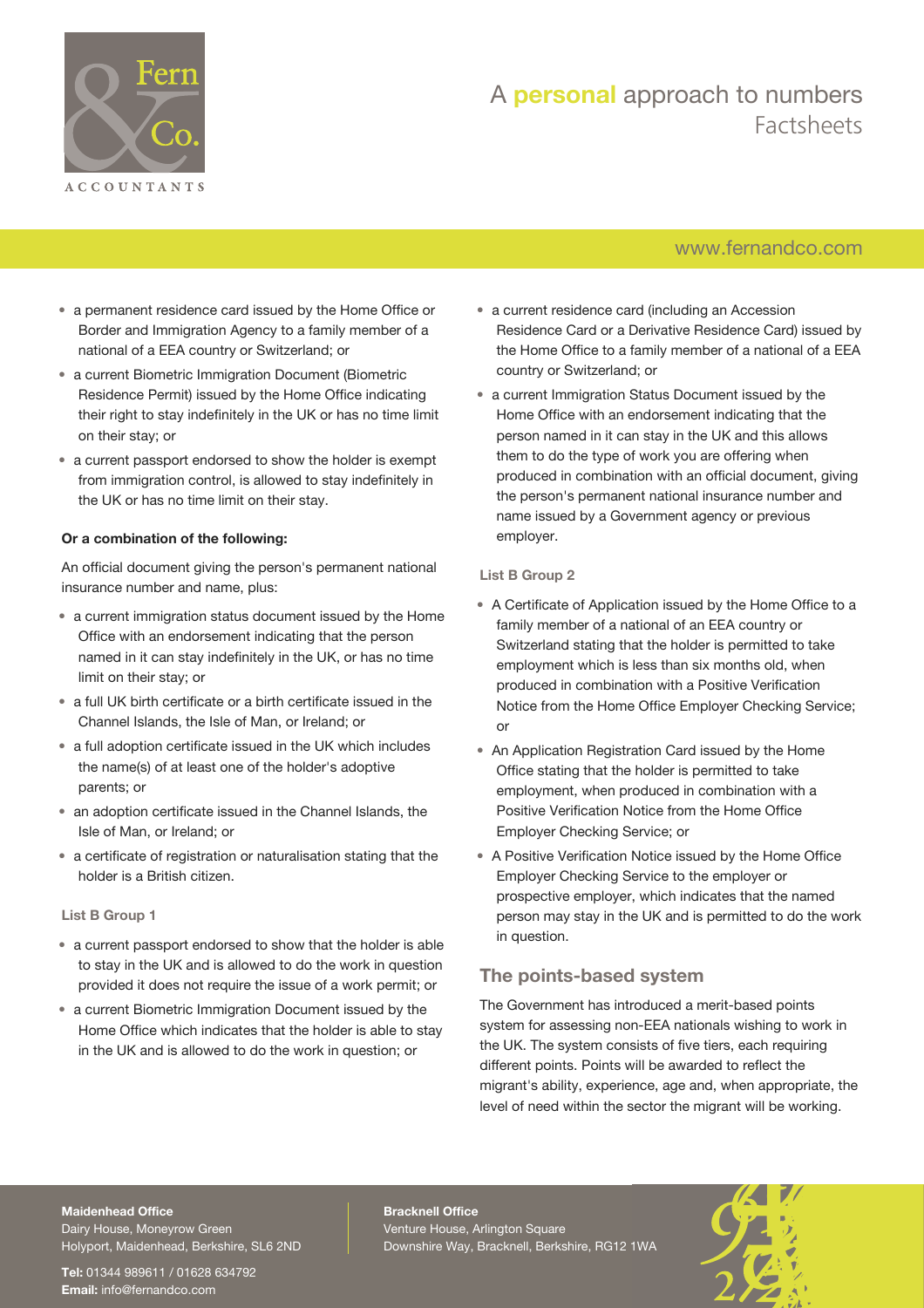- a permanent residence card issued by the Home Office or Border and Immigration Agency to a family member of a national of a EEA country or Switzerland; or
- a current Biometric Immigration Document (Biometric Residence Permit) issued by the Home Office indicating their right to stay indefinitely in the UK or has no time limit on their stay; or
- a current passport endorsed to show the holder is exempt from immigration control, is allowed to stay indefinitely in the UK or has no time limit on their stay.

**Or a combination of the following:**

An official document giving the person's permanent national insurance number and name, plus:

- a current immigration status document issued by the Home Office with an endorsement indicating that the person named in it can stay indefinitely in the UK, or has no time limit on their stay; or
- a full UK birth certificate or a birth certificate issued in the Channel Islands, the Isle of Man, or Ireland; or
- a full adoption certificate issued in the UK which includes the name(s) of at least one of the holder's adoptive parents; or
- an adoption certificate issued in the Channel Islands, the Isle of Man, or Ireland; or
- a certificate of registration or naturalisation stating that the holder is a British citizen.

#### List B Group 1

- a current passport endorsed to show that the holder is able to stay in the UK and is allowed to do the work in question provided it does not require the issue of a work permit; or
- a current Biometric Immigration Document issued by the Home Office which indicates that the holder is able to stay in the UK and is allowed to do the work in question; or
- a current residence card (including an Accession Residence Card or a Derivative Residence Card) issued by the Home Office to a family member of a national of a EEA country or Switzerland; or
- a current Immigration Status Document issued by the Home Office with an endorsement indicating that the person named in it can stay in the UK and this allows them to do the type of work you are offering when produced in combination with an official document, giving the person's permanent national insurance number and name issued by a Government agency or previous employer.

#### List B Group 2

- A Certificate of Application issued by the Home Office to a family member of a national of an EEA country or Switzerland stating that the holder is permitted to take employment which is less than six months old, when produced in combination with a Positive Verification Notice from the Home Office Employer Checking Service; or
- An Application Registration Card issued by the Home Office stating that the holder is permitted to take employment, when produced in combination with a Positive Verification Notice from the Home Office Employer Checking Service; or
- A Positive Verification Notice issued by the Home Office Employer Checking Service to the employer or prospective employer, which indicates that the named person may stay in the UK and is permitted to do the work in question.

## The points-based system

The Government has introduced a merit-based points system for assessing non-EEA nationals wishing to work in the UK. The system consists of five tiers, each requiring different points. Points will be awarded to reflect the migrant's ability, experience, age and, when appropriate, the level of need within the sector the migrant will be working.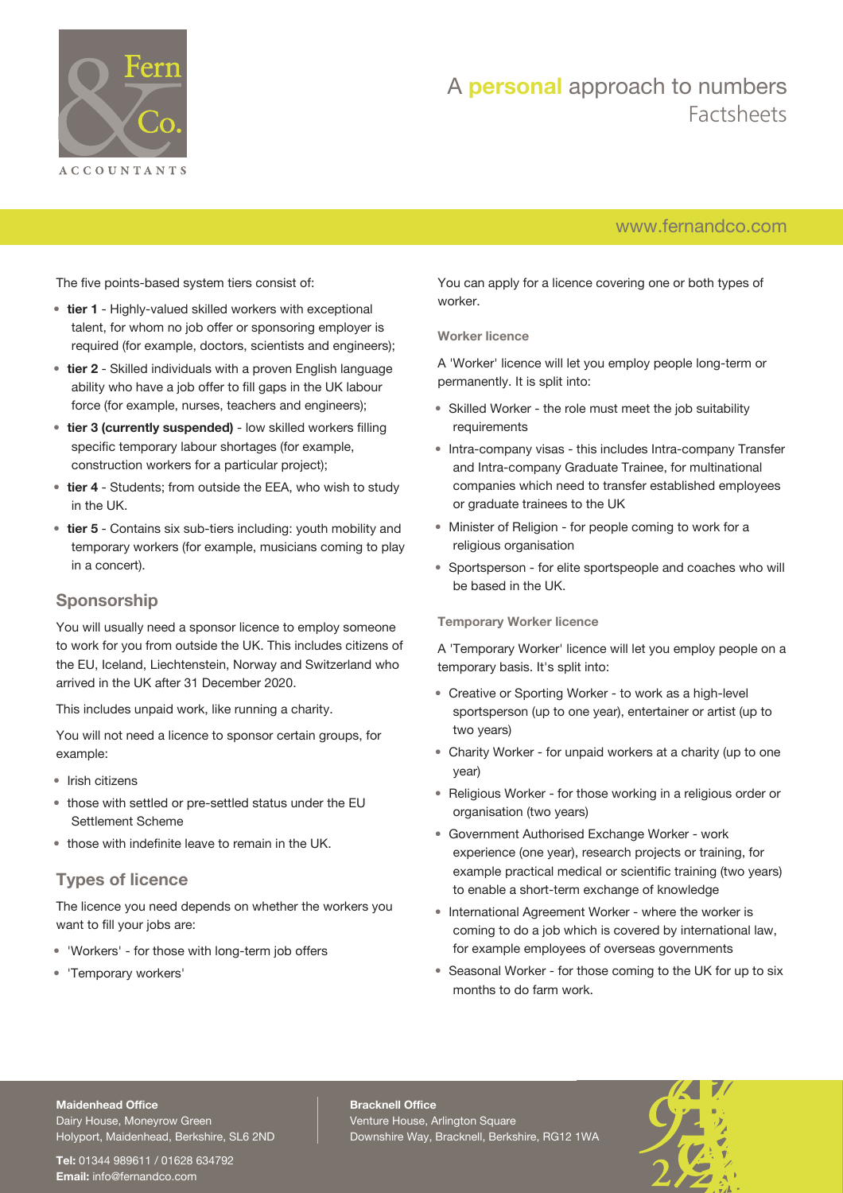The five points-based system tiers consist of:

- **tier 1** - Highly-valued skilled workers with exceptional talent, for whom no job offer or sponsoring employer is required (for example, doctors, scientists and engineers);
- **tier 2** - Skilled individuals with a proven English language ability who have a job offer to fill gaps in the UK labour force (for example, nurses, teachers and engineers);
- **tier 3 (currently suspended)** - low skilled workers filling specific temporary labour shortages (for example, construction workers for a particular project);
- **tier 4** - Students; from outside the EEA, who wish to study in the UK.
- **tier 5** - Contains six sub-tiers including: youth mobility and temporary workers (for example, musicians coming to play in a concert).

## Sponsorship

You will usually need a sponsor licence to employ someone to work for you from outside the UK. This includes citizens of the EU, Iceland, Liechtenstein, Norway and Switzerland who arrived in the UK after 31 December 2020.

This includes unpaid work, like running a charity.

You will not need a licence to sponsor certain groups, for example:

- Irish citizens
- those with settled or pre-settled status under the EU Settlement Scheme
- those with indefinite leave to remain in the UK.

## Types of licence

The licence you need depends on whether the workers you want to fill your jobs are:

- 'Workers' - for those with long-term job offers
- 'Temporary workers'

You can apply for a licence covering one or both types of worker.

### Worker licence

A 'Worker' licence will let you employ people long-term or permanently. It is split into:

- Skilled Worker - the role must meet the job suitability requirements
- Intra-company visas - this includes Intra-company Transfer and Intra-company Graduate Trainee, for multinational companies which need to transfer established employees or graduate trainees to the UK
- Minister of Religion - for people coming to work for a religious organisation
- Sportsperson - for elite sportspeople and coaches who will be based in the UK.

### Temporary Worker licence

A 'Temporary Worker' licence will let you employ people on a temporary basis. It's split into:

- Creative or Sporting Worker - to work as a high-level sportsperson (up to one year), entertainer or artist (up to two years)
- Charity Worker - for unpaid workers at a charity (up to one year)
- Religious Worker - for those working in a religious order or organisation (two years)
- Government Authorised Exchange Worker - work experience (one year), research projects or training, for example practical medical or scientific training (two years) to enable a short-term exchange of knowledge
- International Agreement Worker - where the worker is coming to do a job which is covered by international law, for example employees of overseas governments
- Seasonal Worker - for those coming to the UK for up to six months to do farm work.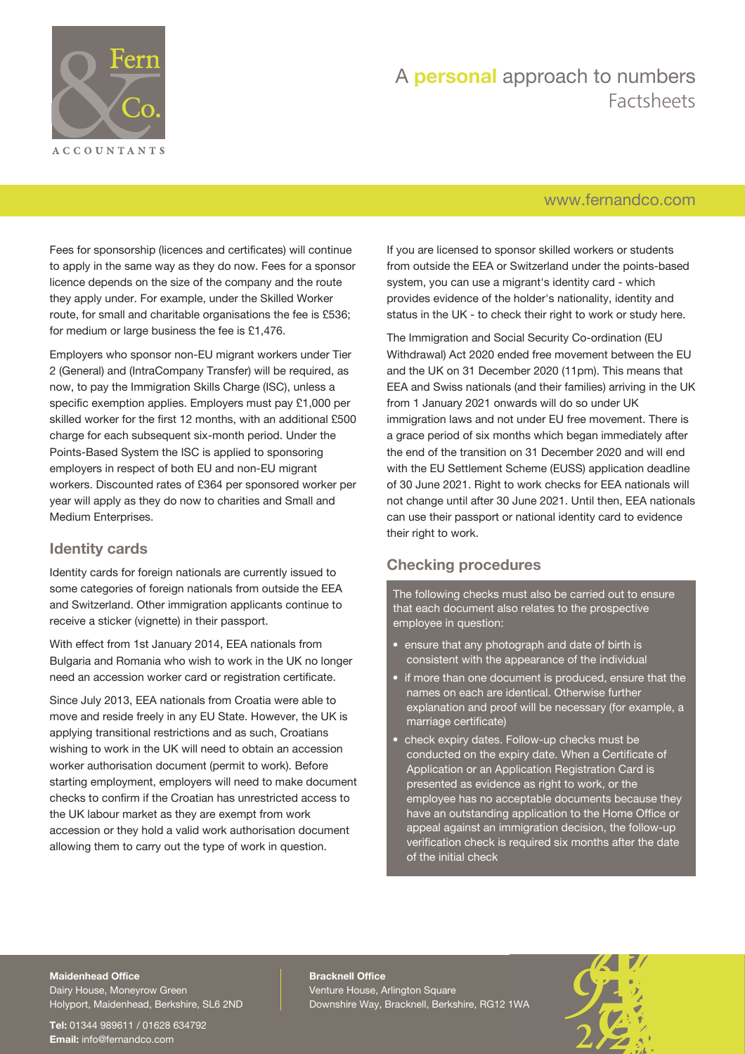Fees for sponsorship (licences and certificates) will continue to apply in the same way as they do now. Fees for a sponsor licence depends on the size of the company and the route they apply under. For example, under the Skilled Worker route, for small and charitable organisations the fee is £536; for medium or large business the fee is £1,476.

Employers who sponsor non-EU migrant workers under Tier 2 (General) and (IntraCompany Transfer) will be required, as now, to pay the Immigration Skills Charge (ISC), unless a specific exemption applies. Employers must pay £1,000 per skilled worker for the first 12 months, with an additional £500 charge for each subsequent six-month period. Under the Points-Based System the ISC is applied to sponsoring employers in respect of both EU and non-EU migrant workers. Discounted rates of £364 per sponsored worker per year will apply as they do now to charities and Small and Medium Enterprises.

## Identity cards

Identity cards for foreign nationals are currently issued to some categories of foreign nationals from outside the EEA and Switzerland. Other immigration applicants continue to receive a sticker (vignette) in their passport.

With effect from 1st January 2014, EEA nationals from Bulgaria and Romania who wish to work in the UK no longer need an accession worker card or registration certificate.

Since July 2013, EEA nationals from Croatia were able to move and reside freely in any EU State. However, the UK is applying transitional restrictions and as such, Croatians wishing to work in the UK will need to obtain an accession worker authorisation document (permit to work). Before starting employment, employers will need to make document checks to confirm if the Croatian has unrestricted access to the UK labour market as they are exempt from work accession or they hold a valid work authorisation document allowing them to carry out the type of work in question.

If you are licensed to sponsor skilled workers or students from outside the EEA or Switzerland under the points-based system, you can use a migrant's identity card - which provides evidence of the holder's nationality, identity and status in the UK - to check their right to work or study here.

The Immigration and Social Security Co-ordination (EU Withdrawal) Act 2020 ended free movement between the EU and the UK on 31 December 2020 (11pm). This means that EEA and Swiss nationals (and their families) arriving in the UK from 1 January 2021 onwards will do so under UK immigration laws and not under EU free movement. There is a grace period of six months which began immediately after the end of the transition on 31 December 2020 and will end with the EU Settlement Scheme (EUSS) application deadline of 30 June 2021. Right to work checks for EEA nationals will not change until after 30 June 2021. Until then, EEA nationals can use their passport or national identity card to evidence their right to work.

## Checking procedures

The following checks must also be carried out to ensure that each document also relates to the prospective employee in question:

- ensure that any photograph and date of birth is consistent with the appearance of the individual
- if more than one document is produced, ensure that the names on each are identical. Otherwise further explanation and proof will be necessary (for example, a marriage certificate)
- check expiry dates. Follow-up checks must be conducted on the expiry date. When a Certificate of Application or an Application Registration Card is presented as evidence as right to work, or the employee has no acceptable documents because they have an outstanding application to the Home Office or appeal against an immigration decision, the follow-up verification check is required six months after the date of the initial check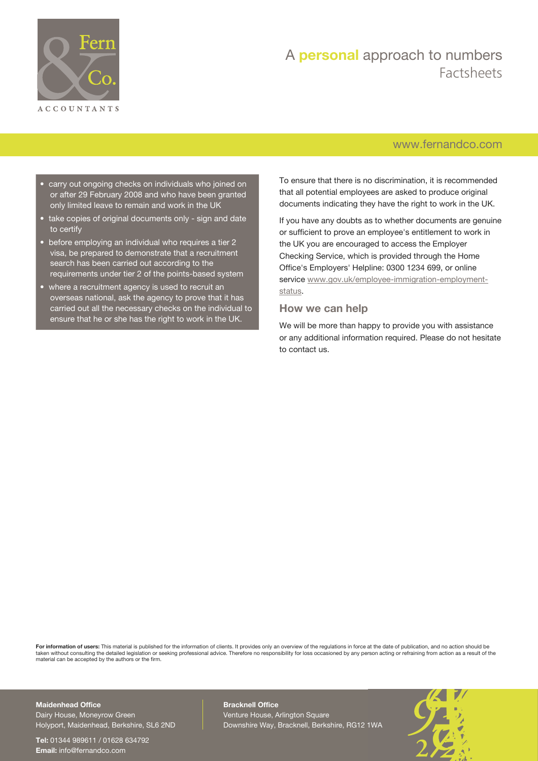- carry out ongoing checks on individuals who joined on or after 29 February 2008 and who have been granted only limited leave to remain and work in the UK
- take copies of original documents only - sign and date to certify
- before employing an individual who requires a tier 2 visa, be prepared to demonstrate that a recruitment search has been carried out according to the requirements under tier 2 of the points-based system
- where a recruitment agency is used to recruit an overseas national, ask the agency to prove that it has carried out all the necessary checks on the individual to ensure that he or she has the right to work in the UK.

To ensure that there is no discrimination, it is recommended that all potential employees are asked to produce original documents indicating they have the right to work in the UK.

If you have any doubts as to whether documents are genuine or sufficient to prove an employee's entitlement to work in the UK you are encouraged to access the Employer Checking Service, which is provided through the Home Office's Employers' Helpline: 0300 1234 699, or online service www.gov.uk/employee-immigration-employment-status.

## How we can help

We will be more than happy to provide you with assistance or any additional information required. Please do not hesitate to contact us.

**For information of users:** This material is published for the information of clients. It provides only an overview of the regulations in force at the date of publication, and no action should be taken without consulting the detailed legislation or seeking professional advice. Therefore no responsibility for loss occasioned by any person acting or refraining from action as a result of the material can be accepted by the authors or the firm.